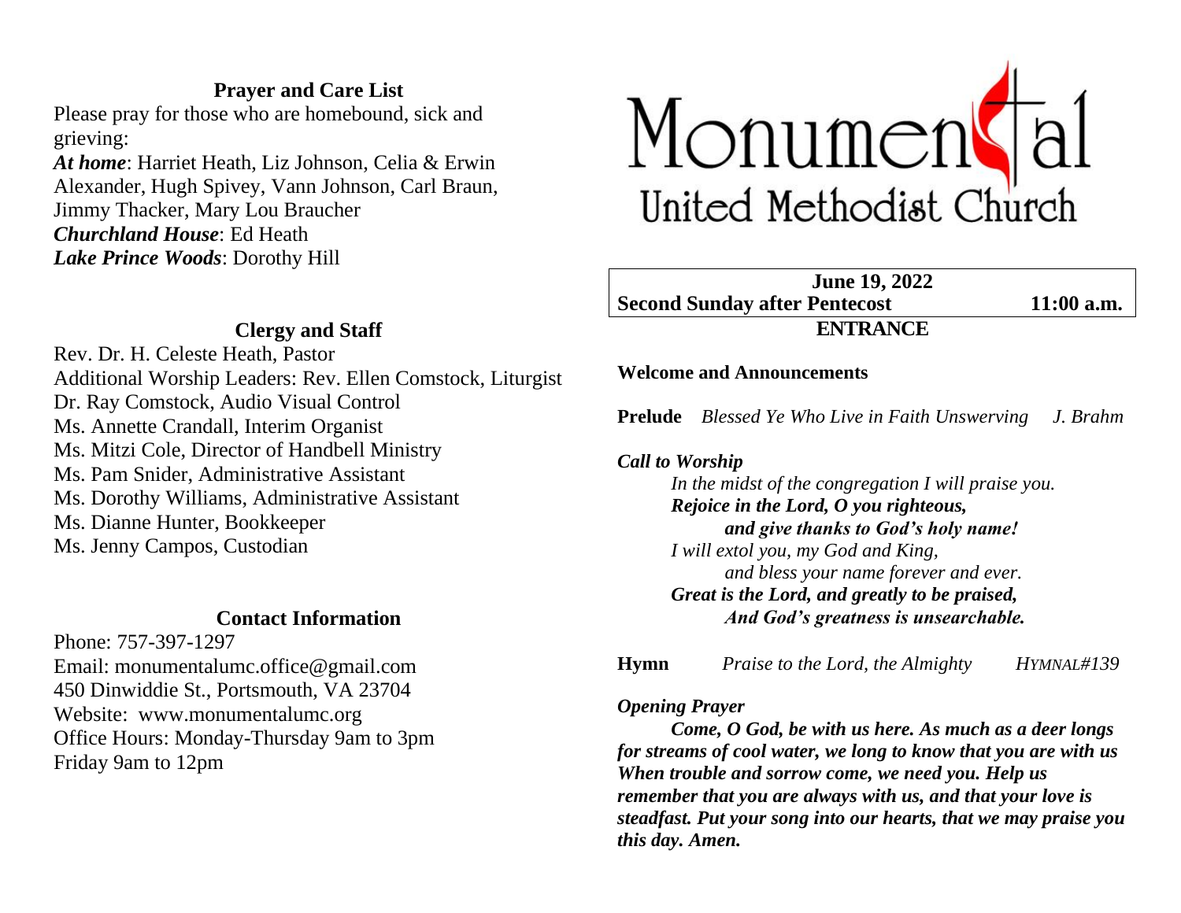## Prayer and Care List

Please pray for those who are homebound, sick and grieving:

***At home***: Harriet Heath, Liz Johnson, Celia & Erwin Alexander, Hugh Spivey, Vann Johnson, Carl Braun, Jimmy Thacker, Mary Lou Braucher
***Churchland House***: Ed Heath
***Lake Prince Woods***: Dorothy Hill

## Clergy and Staff

Rev. Dr. H. Celeste Heath, Pastor
Additional Worship Leaders: Rev. Ellen Comstock, Liturgist
Dr. Ray Comstock, Audio Visual Control
Ms. Annette Crandall, Interim Organist
Ms. Mitzi Cole, Director of Handbell Ministry
Ms. Pam Snider, Administrative Assistant
Ms. Dorothy Williams, Administrative Assistant
Ms. Dianne Hunter, Bookkeeper
Ms. Jenny Campos, Custodian

## Contact Information

Phone: 757-397-1297
Email: monumentalumc.office@gmail.com
450 Dinwiddie St., Portsmouth, VA 23704
Website: www.monumentalumc.org
Office Hours: Monday-Thursday 9am to 3pm
Friday 9am to 12pm

# Monumental United Methodist Church

**June 19, 2022**
**Second Sunday after Pentecost** **11:00 a.m.**

## ENTRANCE

**Welcome and Announcements**

**Prelude** *Blessed Ye Who Live in Faith Unswerving* *J. Brahm*

***Call to Worship***

*In the midst of the congregation I will praise you.*
***Rejoice in the Lord, O you righteous,***
***and give thanks to God's holy name!***
*I will extol you, my God and King,*
*and bless your name forever and ever.*
***Great is the Lord, and greatly to be praised,***
***And God's greatness is unsearchable.***

**Hymn** *Praise to the Lord, the Almighty* *HYMNAL#139*

***Opening Prayer***

***Come, O God, be with us here. As much as a deer longs for streams of cool water, we long to know that you are with us When trouble and sorrow come, we need you. Help us remember that you are always with us, and that your love is steadfast. Put your song into our hearts, that we may praise you this day. Amen.***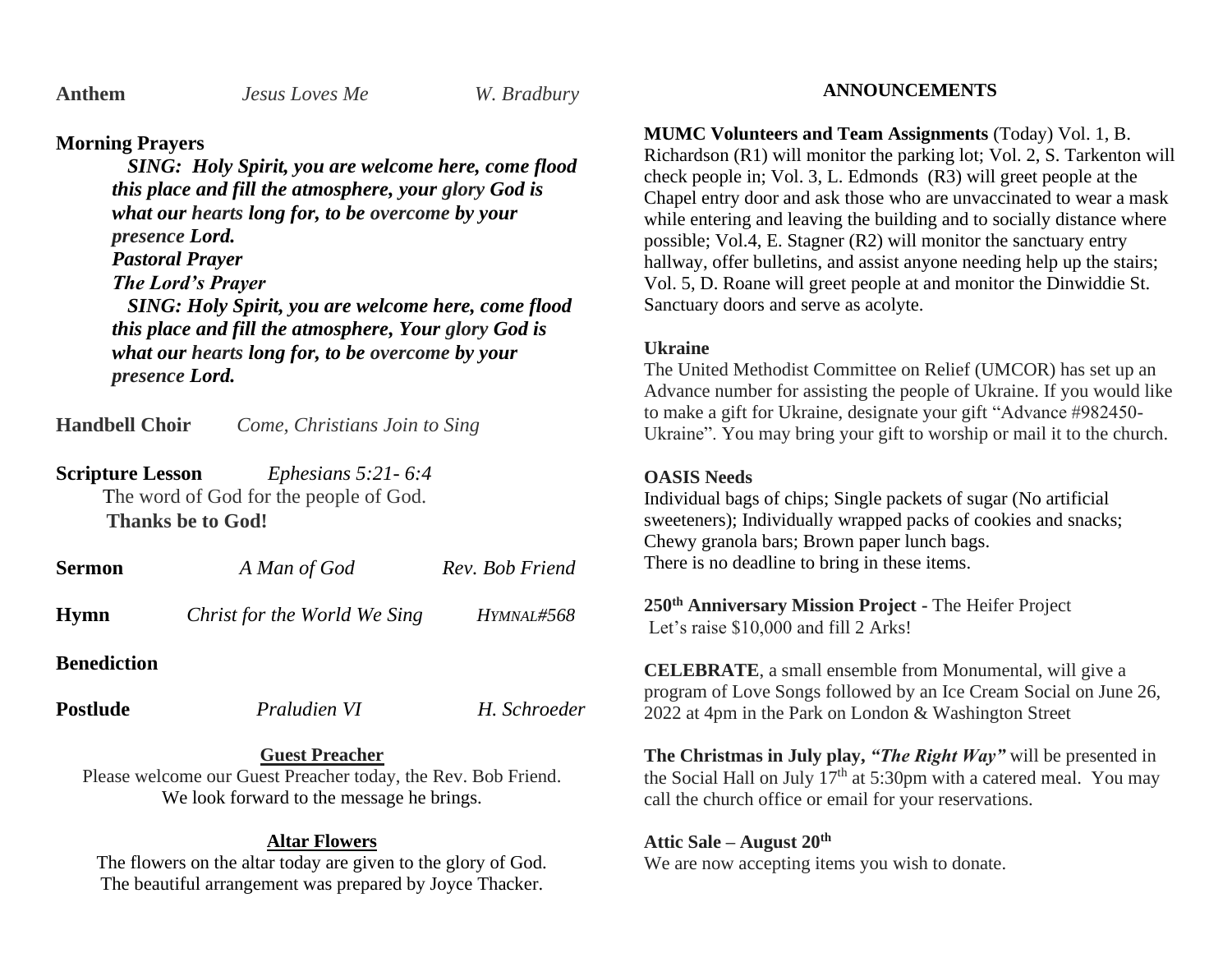**Anthem** *Jesus Loves Me* *W. Bradbury*

**Morning Prayers**

***SING: Holy Spirit, you are welcome here, come flood this place and fill the atmosphere, your glory God is what our hearts long for, to be overcome by your presence Lord.***

***Pastoral Prayer***

***The Lord's Prayer***

***SING: Holy Spirit, you are welcome here, come flood this place and fill the atmosphere, Your glory God is what our hearts long for, to be overcome by your presence Lord.***

**Handbell Choir** *Come, Christians Join to Sing*

**Scripture Lesson** *Ephesians 5:21- 6:4*

The word of God for the people of God.

**Thanks be to God!**

**Sermon** *A Man of God* *Rev. Bob Friend*

**Hymn** *Christ for the World We Sing* *HYMNAL#568*

**Benediction**

**Postlude** *Praludien VI* *H. Schroeder*

**Guest Preacher**

Please welcome our Guest Preacher today, the Rev. Bob Friend. We look forward to the message he brings.

**Altar Flowers**

The flowers on the altar today are given to the glory of God. The beautiful arrangement was prepared by Joyce Thacker.

## ANNOUNCEMENTS

**MUMC Volunteers and Team Assignments** (Today) Vol. 1, B. Richardson (R1) will monitor the parking lot; Vol. 2, S. Tarkenton will check people in; Vol. 3, L. Edmonds (R3) will greet people at the Chapel entry door and ask those who are unvaccinated to wear a mask while entering and leaving the building and to socially distance where possible; Vol.4, E. Stagner (R2) will monitor the sanctuary entry hallway, offer bulletins, and assist anyone needing help up the stairs; Vol. 5, D. Roane will greet people at and monitor the Dinwiddie St. Sanctuary doors and serve as acolyte.

**Ukraine**

The United Methodist Committee on Relief (UMCOR) has set up an Advance number for assisting the people of Ukraine. If you would like to make a gift for Ukraine, designate your gift "Advance #982450-Ukraine". You may bring your gift to worship or mail it to the church.

**OASIS Needs**

Individual bags of chips; Single packets of sugar (No artificial sweeteners); Individually wrapped packs of cookies and snacks; Chewy granola bars; Brown paper lunch bags.
There is no deadline to bring in these items.

**250th Anniversary Mission Project -** The Heifer Project
Let's raise $10,000 and fill 2 Arks!

**CELEBRATE**, a small ensemble from Monumental, will give a program of Love Songs followed by an Ice Cream Social on June 26, 2022 at 4pm in the Park on London & Washington Street

**The Christmas in July play, *"The Right Way"*** will be presented in the Social Hall on July 17th at 5:30pm with a catered meal. You may call the church office or email for your reservations.

**Attic Sale – August 20th**

We are now accepting items you wish to donate.